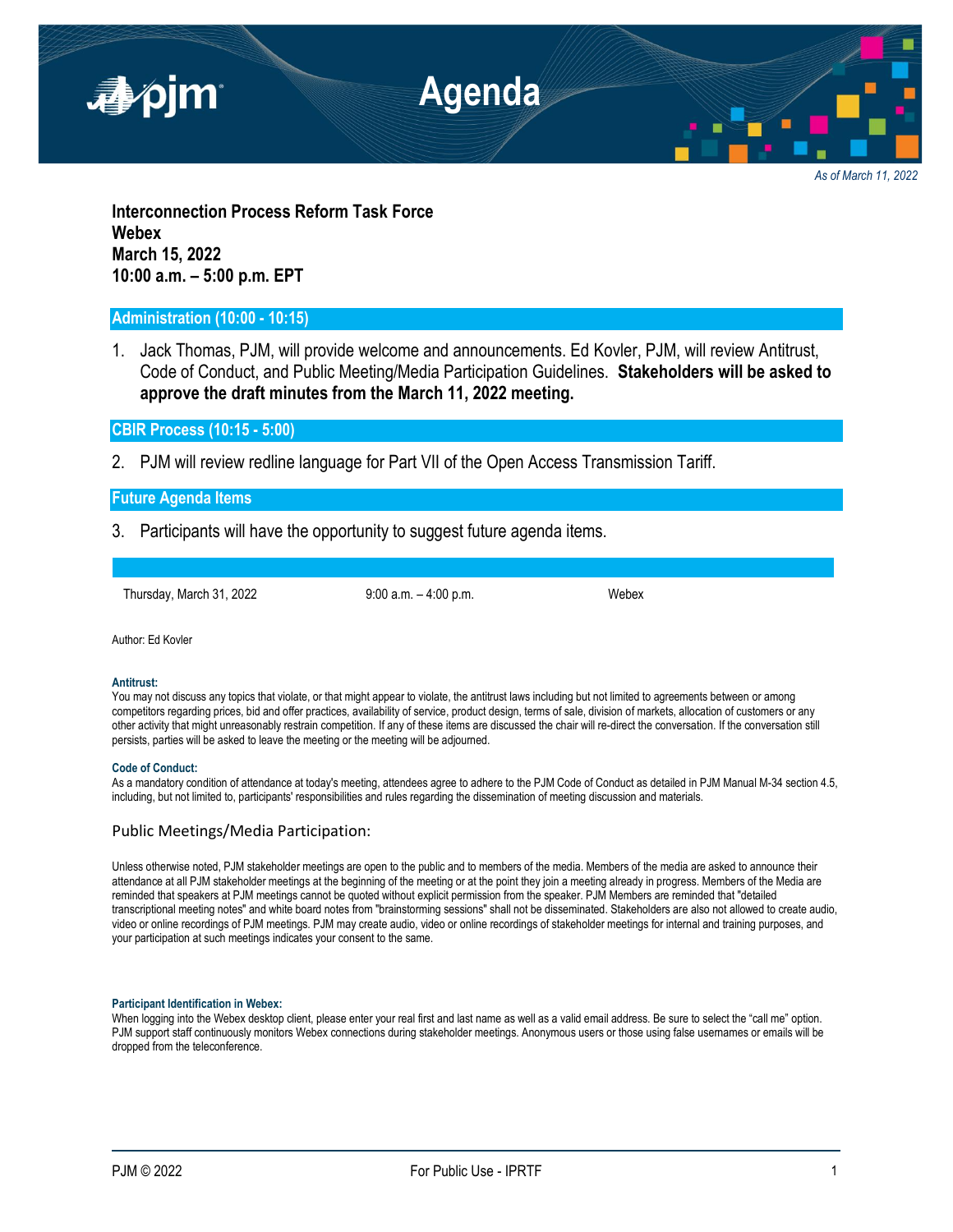# Agenda

*As of March 11, 2022*

**Interconnection Process Reform Task Force**
**Webex**
**March 15, 2022**
**10:00 a.m. – 5:00 p.m. EPT**

## Administration (10:00 - 10:15)

1. Jack Thomas, PJM, will provide welcome and announcements. Ed Kovler, PJM, will review Antitrust, Code of Conduct, and Public Meeting/Media Participation Guidelines. **Stakeholders will be asked to approve the draft minutes from the March 11, 2022 meeting.**

## CBIR Process (10:15 - 5:00)

2. PJM will review redline language for Part VII of the Open Access Transmission Tariff.

## Future Agenda Items

3. Participants will have the opportunity to suggest future agenda items.

| Thursday, March 31, 2022 | 9:00 a.m. – 4:00 p.m. | Webex |
|---|---|---|

Author: Ed Kovler

**Antitrust:**
You may not discuss any topics that violate, or that might appear to violate, the antitrust laws including but not limited to agreements between or among competitors regarding prices, bid and offer practices, availability of service, product design, terms of sale, division of markets, allocation of customers or any other activity that might unreasonably restrain competition. If any of these items are discussed the chair will re-direct the conversation. If the conversation still persists, parties will be asked to leave the meeting or the meeting will be adjourned.

**Code of Conduct:**
As a mandatory condition of attendance at today's meeting, attendees agree to adhere to the PJM Code of Conduct as detailed in PJM Manual M-34 section 4.5, including, but not limited to, participants' responsibilities and rules regarding the dissemination of meeting discussion and materials.

### Public Meetings/Media Participation:

Unless otherwise noted, PJM stakeholder meetings are open to the public and to members of the media. Members of the media are asked to announce their attendance at all PJM stakeholder meetings at the beginning of the meeting or at the point they join a meeting already in progress. Members of the Media are reminded that speakers at PJM meetings cannot be quoted without explicit permission from the speaker. PJM Members are reminded that "detailed transcriptional meeting notes" and white board notes from "brainstorming sessions" shall not be disseminated. Stakeholders are also not allowed to create audio, video or online recordings of PJM meetings. PJM may create audio, video or online recordings of stakeholder meetings for internal and training purposes, and your participation at such meetings indicates your consent to the same.

**Participant Identification in Webex:**
When logging into the Webex desktop client, please enter your real first and last name as well as a valid email address. Be sure to select the "call me" option. PJM support staff continuously monitors Webex connections during stakeholder meetings. Anonymous users or those using false usernames or emails will be dropped from the teleconference.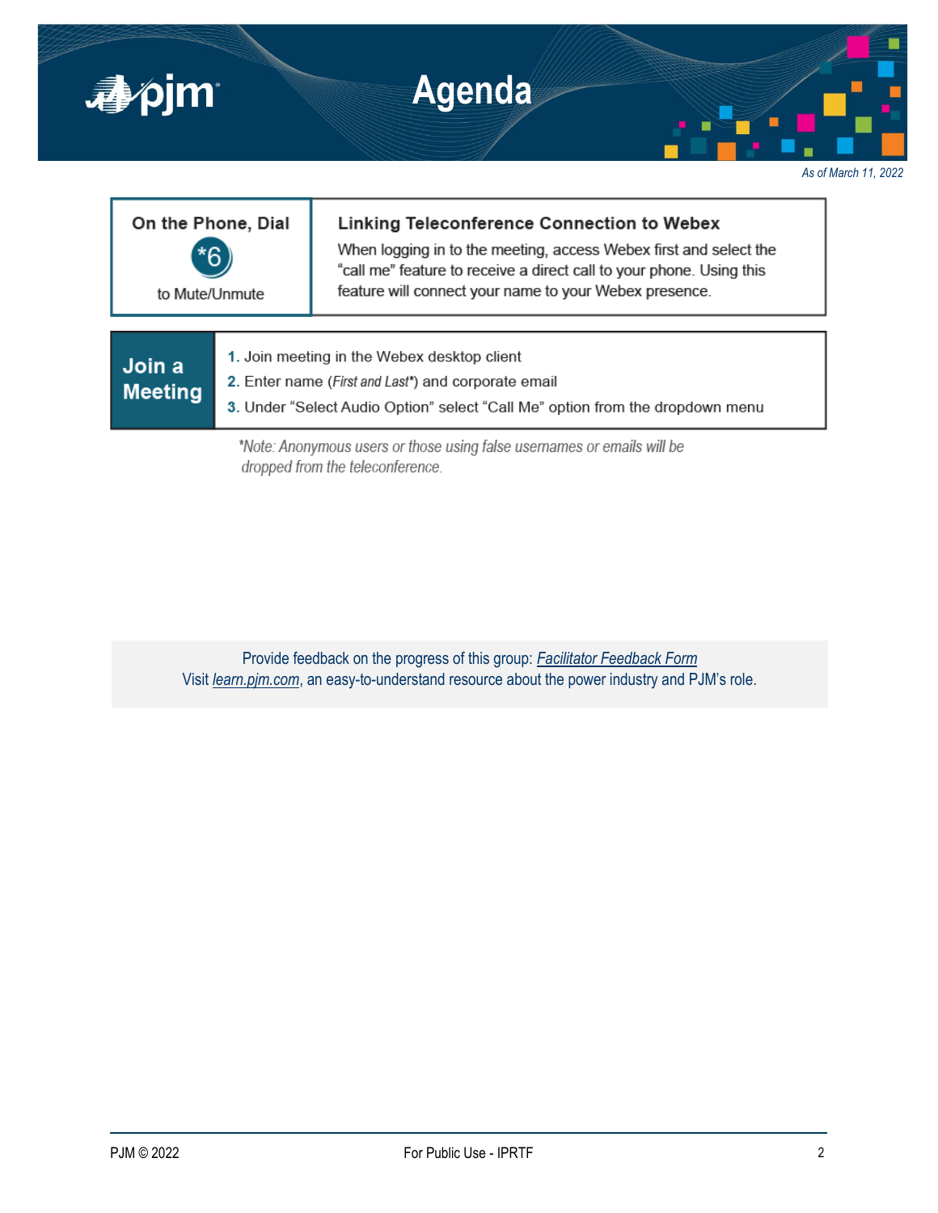# Agenda

*As of March 11, 2022*

| On the Phone, Dial | Linking Teleconference Connection to Webex |
|---|---|
| *6 to Mute/Unmute | When logging in to the meeting, access Webex first and select the "call me" feature to receive a direct call to your phone. Using this feature will connect your name to your Webex presence. |

**Join a Meeting**

1. Join meeting in the Webex desktop client
2. Enter name (*First and Last**) and corporate email
3. Under "Select Audio Option" select "Call Me" option from the dropdown menu

*\*Note: Anonymous users or those using false usernames or emails will be dropped from the teleconference.*

Provide feedback on the progress of this group: *Facilitator Feedback Form*
Visit *learn.pjm.com*, an easy-to-understand resource about the power industry and PJM's role.